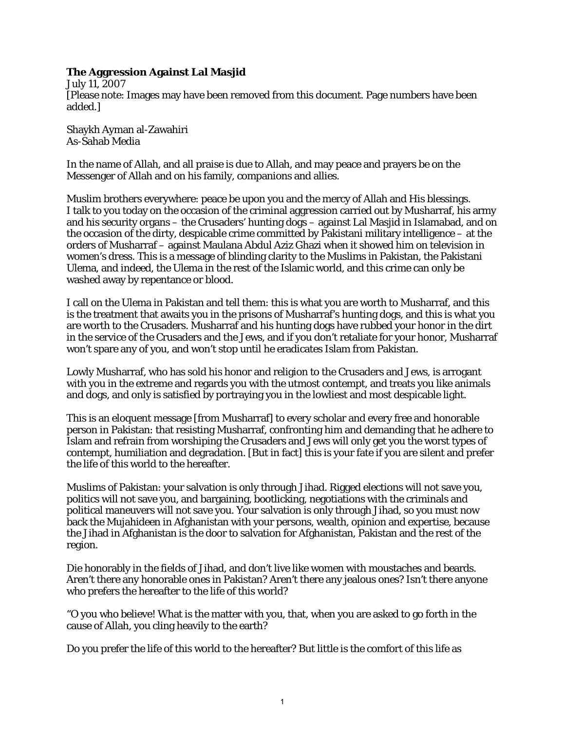**The Aggression Against Lal Masjid**
July 11, 2007
[Please note: Images may have been removed from this document. Page numbers have been added.]

Shaykh Ayman al-Zawahiri
As-Sahab Media

In the name of Allah, and all praise is due to Allah, and may peace and prayers be on the Messenger of Allah and on his family, companions and allies.

Muslim brothers everywhere: peace be upon you and the mercy of Allah and His blessings. I talk to you today on the occasion of the criminal aggression carried out by Musharraf, his army and his security organs – the Crusaders' hunting dogs – against Lal Masjid in Islamabad, and on the occasion of the dirty, despicable crime committed by Pakistani military intelligence – at the orders of Musharraf – against Maulana Abdul Aziz Ghazi when it showed him on television in women's dress. This is a message of blinding clarity to the Muslims in Pakistan, the Pakistani Ulema, and indeed, the Ulema in the rest of the Islamic world, and this crime can only be washed away by repentance or blood.

I call on the Ulema in Pakistan and tell them: this is what you are worth to Musharraf, and this is the treatment that awaits you in the prisons of Musharraf's hunting dogs, and this is what you are worth to the Crusaders. Musharraf and his hunting dogs have rubbed your honor in the dirt in the service of the Crusaders and the Jews, and if you don't retaliate for your honor, Musharraf won't spare any of you, and won't stop until he eradicates Islam from Pakistan.

Lowly Musharraf, who has sold his honor and religion to the Crusaders and Jews, is arrogant with you in the extreme and regards you with the utmost contempt, and treats you like animals and dogs, and only is satisfied by portraying you in the lowliest and most despicable light.

This is an eloquent message [from Musharraf] to every scholar and every free and honorable person in Pakistan: that resisting Musharraf, confronting him and demanding that he adhere to Islam and refrain from worshiping the Crusaders and Jews will only get you the worst types of contempt, humiliation and degradation. [But in fact] this is your fate if you are silent and prefer the life of this world to the hereafter.

Muslims of Pakistan: your salvation is only through Jihad. Rigged elections will not save you, politics will not save you, and bargaining, bootlicking, negotiations with the criminals and political maneuvers will not save you. Your salvation is only through Jihad, so you must now back the Mujahideen in Afghanistan with your persons, wealth, opinion and expertise, because the Jihad in Afghanistan is the door to salvation for Afghanistan, Pakistan and the rest of the region.

Die honorably in the fields of Jihad, and don't live like women with moustaches and beards. Aren't there any honorable ones in Pakistan? Aren't there any jealous ones? Isn't there anyone who prefers the hereafter to the life of this world?

"O you who believe! What is the matter with you, that, when you are asked to go forth in the cause of Allah, you cling heavily to the earth?

Do you prefer the life of this world to the hereafter? But little is the comfort of this life as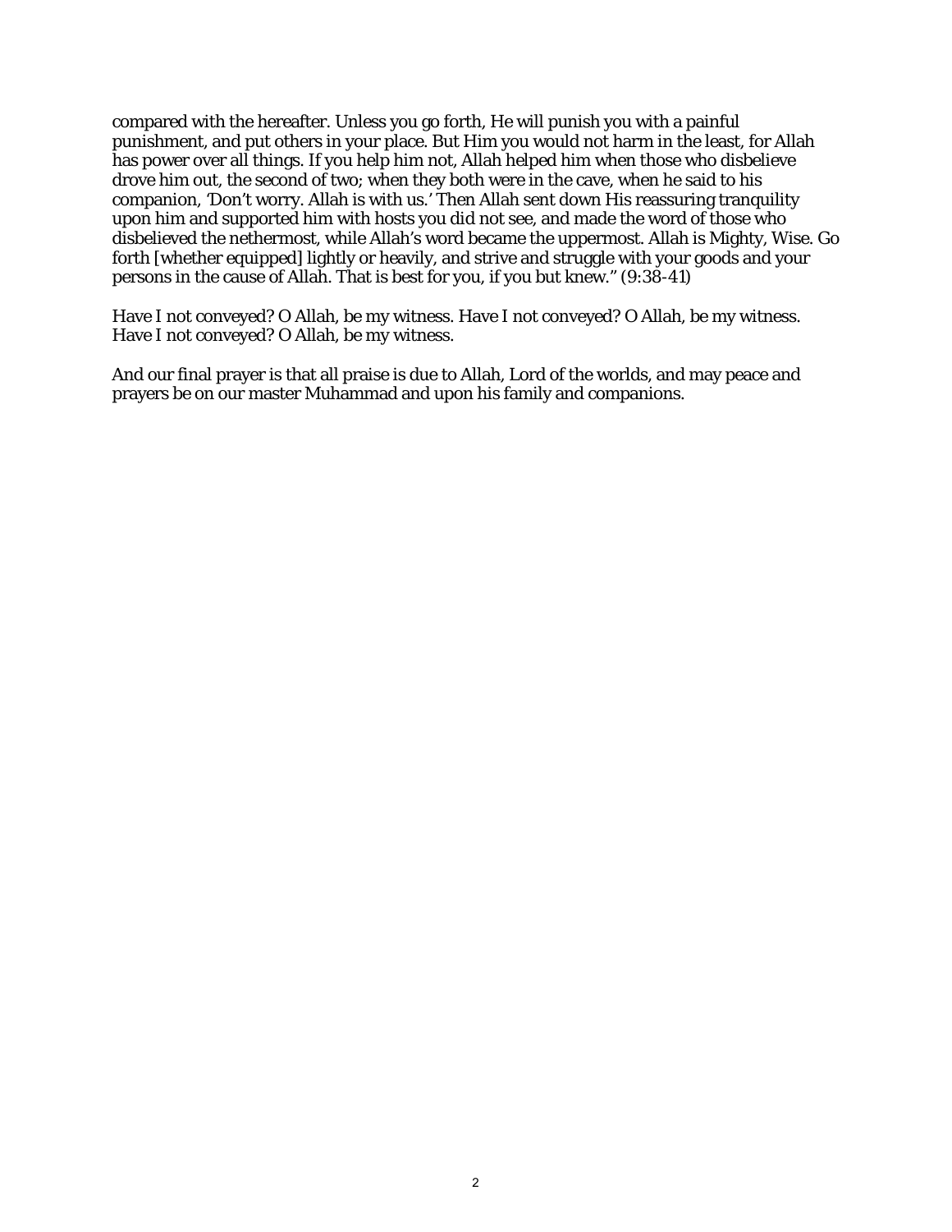compared with the hereafter. Unless you go forth, He will punish you with a painful punishment, and put others in your place. But Him you would not harm in the least, for Allah has power over all things. If you help him not, Allah helped him when those who disbelieve drove him out, the second of two; when they both were in the cave, when he said to his companion, 'Don't worry. Allah is with us.' Then Allah sent down His reassuring tranquility upon him and supported him with hosts you did not see, and made the word of those who disbelieved the nethermost, while Allah's word became the uppermost. Allah is Mighty, Wise. Go forth [whether equipped] lightly or heavily, and strive and struggle with your goods and your persons in the cause of Allah. That is best for you, if you but knew." (9:38-41)

Have I not conveyed? O Allah, be my witness. Have I not conveyed? O Allah, be my witness. Have I not conveyed? O Allah, be my witness.

And our final prayer is that all praise is due to Allah, Lord of the worlds, and may peace and prayers be on our master Muhammad and upon his family and companions.